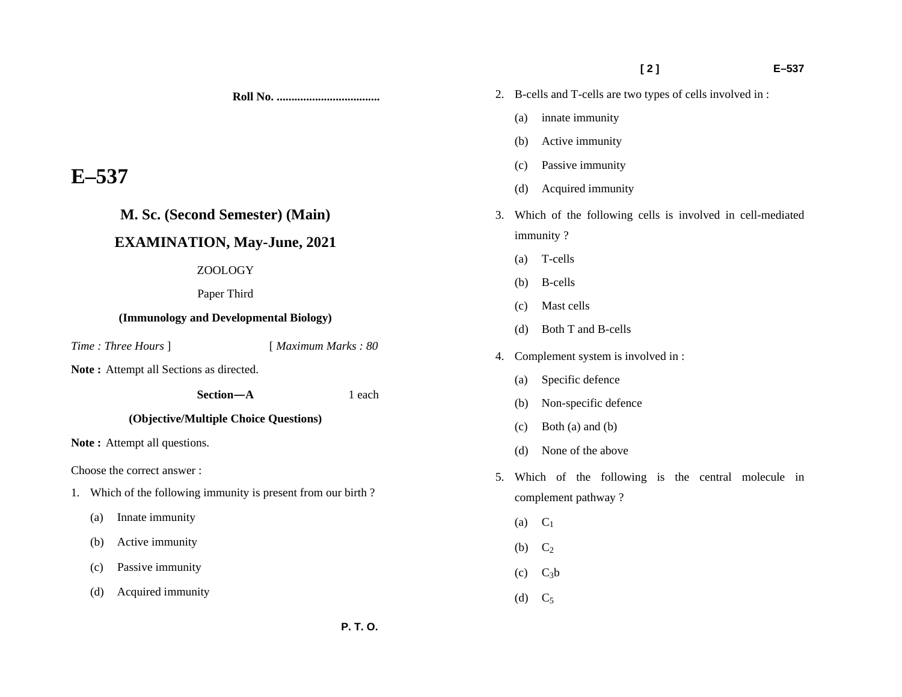Roll No. ...................................

# E–537

## M. Sc. (Second Semester) (Main)

## EXAMINATION, May-June, 2021

ZOOLOGY

Paper Third

**(Immunology and Developmental Biology)**

*Time : Three Hours* ] [ *Maximum Marks : 80*

**Note :** Attempt all Sections as directed.

**Section—A** 1 each

**(Objective/Multiple Choice Questions)**

**Note :** Attempt all questions.

Choose the correct answer :

1. Which of the following immunity is present from our birth ?
   - (a) Innate immunity
   - (b) Active immunity
   - (c) Passive immunity
   - (d) Acquired immunity

2. B-cells and T-cells are two types of cells involved in :
   - (a) innate immunity
   - (b) Active immunity
   - (c) Passive immunity
   - (d) Acquired immunity

3. Which of the following cells is involved in cell-mediated immunity ?
   - (a) T-cells
   - (b) B-cells
   - (c) Mast cells
   - (d) Both T and B-cells

4. Complement system is involved in :
   - (a) Specific defence
   - (b) Non-specific defence
   - (c) Both (a) and (b)
   - (d) None of the above

5. Which of the following is the central molecule in complement pathway ?
   - (a) $C_1$
   - (b) $C_2$
   - (c) $C_3b$
   - (d) $C_5$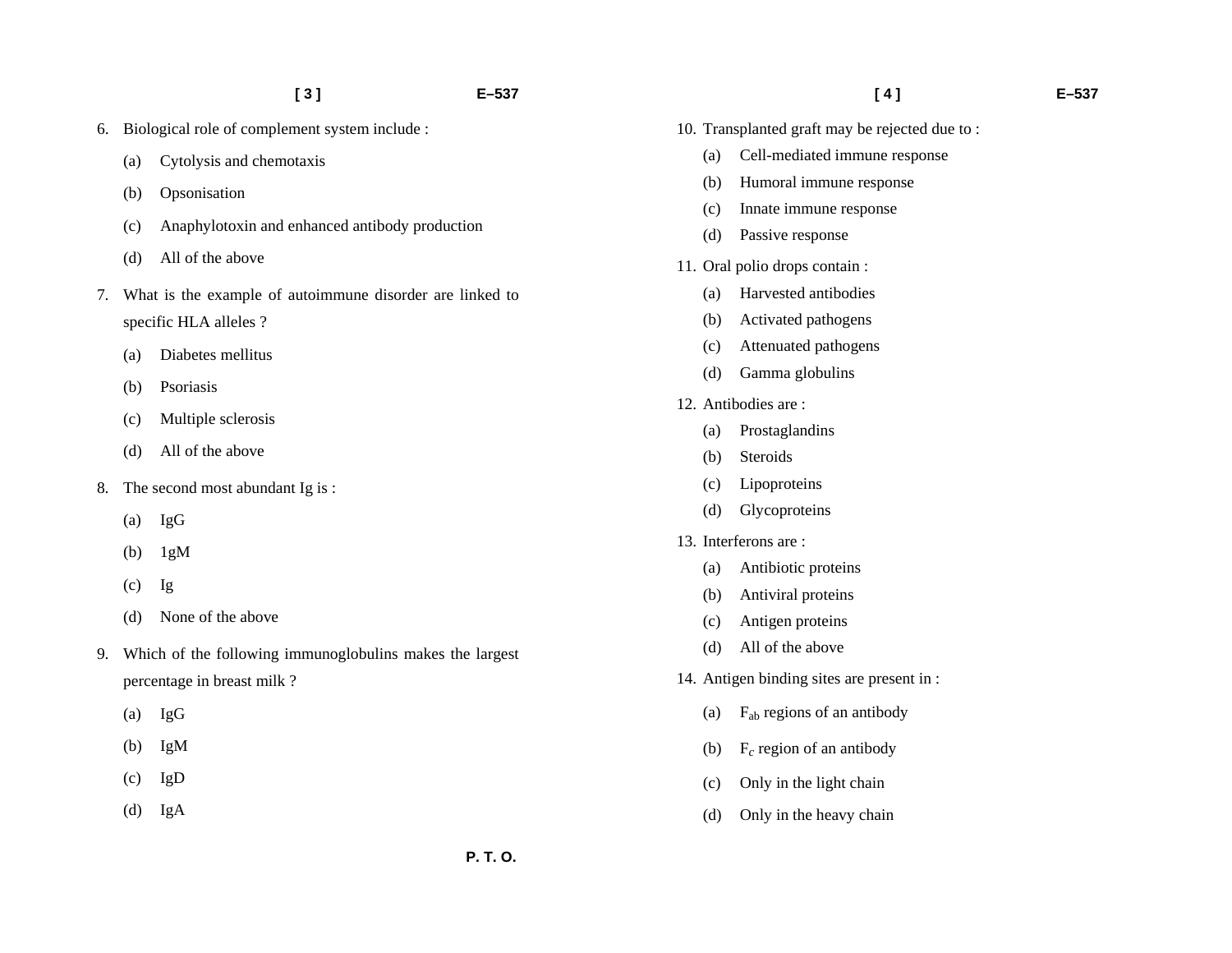6. Biological role of complement system include :
   (a) Cytolysis and chemotaxis
   (b) Opsonisation
   (c) Anaphylotoxin and enhanced antibody production
   (d) All of the above

7. What is the example of autoimmune disorder are linked to specific HLA alleles ?
   (a) Diabetes mellitus
   (b) Psoriasis
   (c) Multiple sclerosis
   (d) All of the above

8. The second most abundant Ig is :
   (a) IgG
   (b) 1gM
   (c) Ig
   (d) None of the above

9. Which of the following immunoglobulins makes the largest percentage in breast milk ?
   (a) IgG
   (b) IgM
   (c) IgD
   (d) IgA

10. Transplanted graft may be rejected due to :
    (a) Cell-mediated immune response
    (b) Humoral immune response
    (c) Innate immune response
    (d) Passive response

11. Oral polio drops contain :
    (a) Harvested antibodies
    (b) Activated pathogens
    (c) Attenuated pathogens
    (d) Gamma globulins

12. Antibodies are :
    (a) Prostaglandins
    (b) Steroids
    (c) Lipoproteins
    (d) Glycoproteins

13. Interferons are :
    (a) Antibiotic proteins
    (b) Antiviral proteins
    (c) Antigen proteins
    (d) All of the above

14. Antigen binding sites are present in :
    (a) $F_{ab}$ regions of an antibody
    (b) $F_c$ region of an antibody
    (c) Only in the light chain
    (d) Only in the heavy chain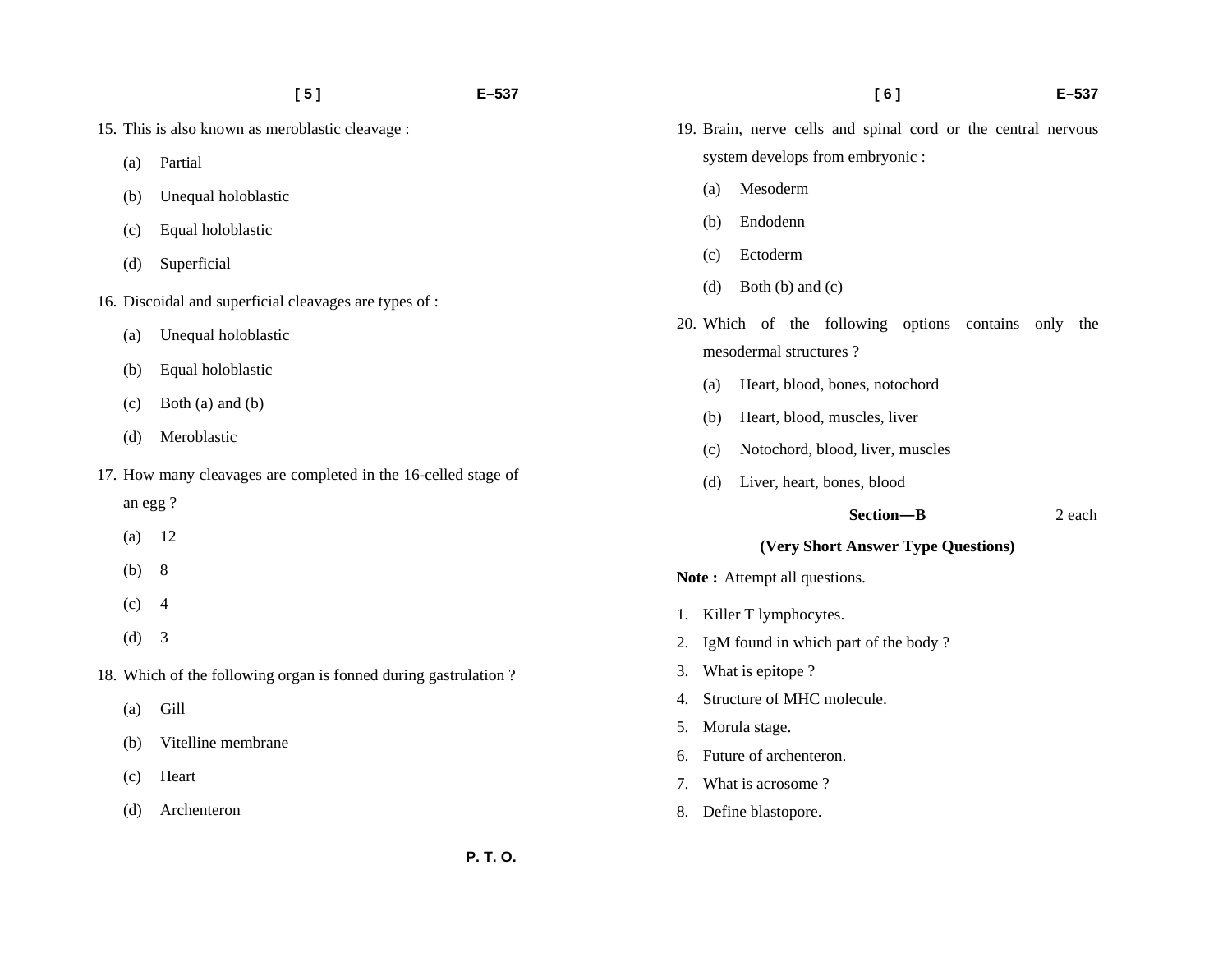15. This is also known as meroblastic cleavage :

    (a) Partial

    (b) Unequal holoblastic

    (c) Equal holoblastic

    (d) Superficial

16. Discoidal and superficial cleavages are types of :

    (a) Unequal holoblastic

    (b) Equal holoblastic

    (c) Both (a) and (b)

    (d) Meroblastic

17. How many cleavages are completed in the 16-celled stage of an egg ?

    (a) 12

    (b) 8

    (c) 4

    (d) 3

18. Which of the following organ is fonned during gastrulation ?

    (a) Gill

    (b) Vitelline membrane

    (c) Heart

    (d) Archenteron

19. Brain, nerve cells and spinal cord or the central nervous system develops from embryonic :

    (a) Mesoderm

    (b) Endodenn

    (c) Ectoderm

    (d) Both (b) and (c)

20. Which of the following options contains only the mesodermal structures ?

    (a) Heart, blood, bones, notochord

    (b) Heart, blood, muscles, liver

    (c) Notochord, blood, liver, muscles

    (d) Liver, heart, bones, blood

## Section—B — 2 each

### (Very Short Answer Type Questions)

**Note :** Attempt all questions.

1. Killer T lymphocytes.
2. IgM found in which part of the body ?
3. What is epitope ?
4. Structure of MHC molecule.
5. Morula stage.
6. Future of archenteron.
7. What is acrosome ?
8. Define blastopore.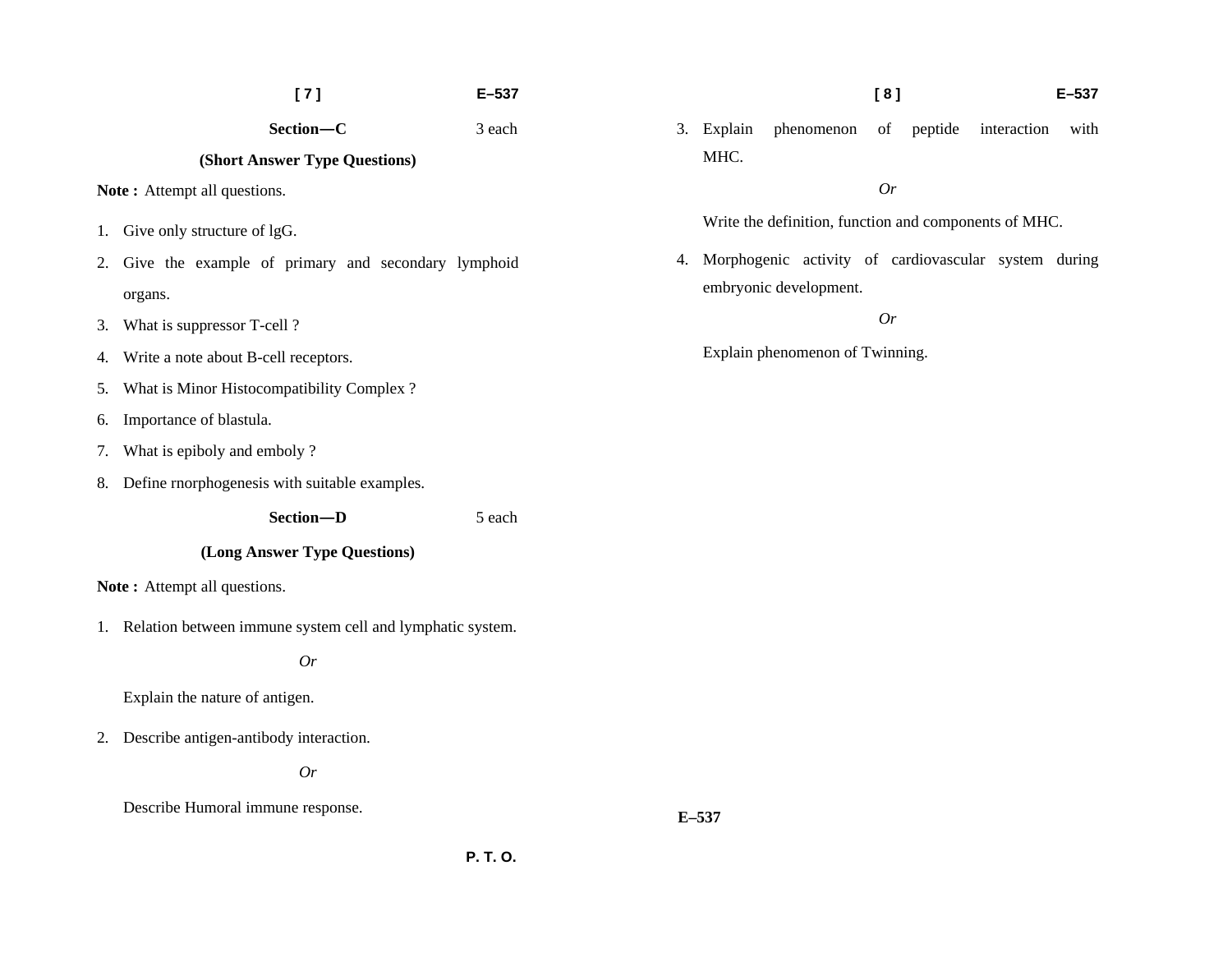## Section—C 3 each

### (Short Answer Type Questions)

**Note :** Attempt all questions.

1. Give only structure of lgG.
2. Give the example of primary and secondary lymphoid organs.
3. What is suppressor T-cell ?
4. Write a note about B-cell receptors.
5. What is Minor Histocompatibility Complex ?
6. Importance of blastula.
7. What is epiboly and emboly ?
8. Define rnorphogenesis with suitable examples.

## Section—D 5 each

### (Long Answer Type Questions)

**Note :** Attempt all questions.

1. Relation between immune system cell and lymphatic system.

   *Or*

   Explain the nature of antigen.

2. Describe antigen-antibody interaction.

   *Or*

   Describe Humoral immune response.

3. Explain phenomenon of peptide interaction with MHC.

   *Or*

   Write the definition, function and components of MHC.

4. Morphogenic activity of cardiovascular system during embryonic development.

   *Or*

   Explain phenomenon of Twinning.